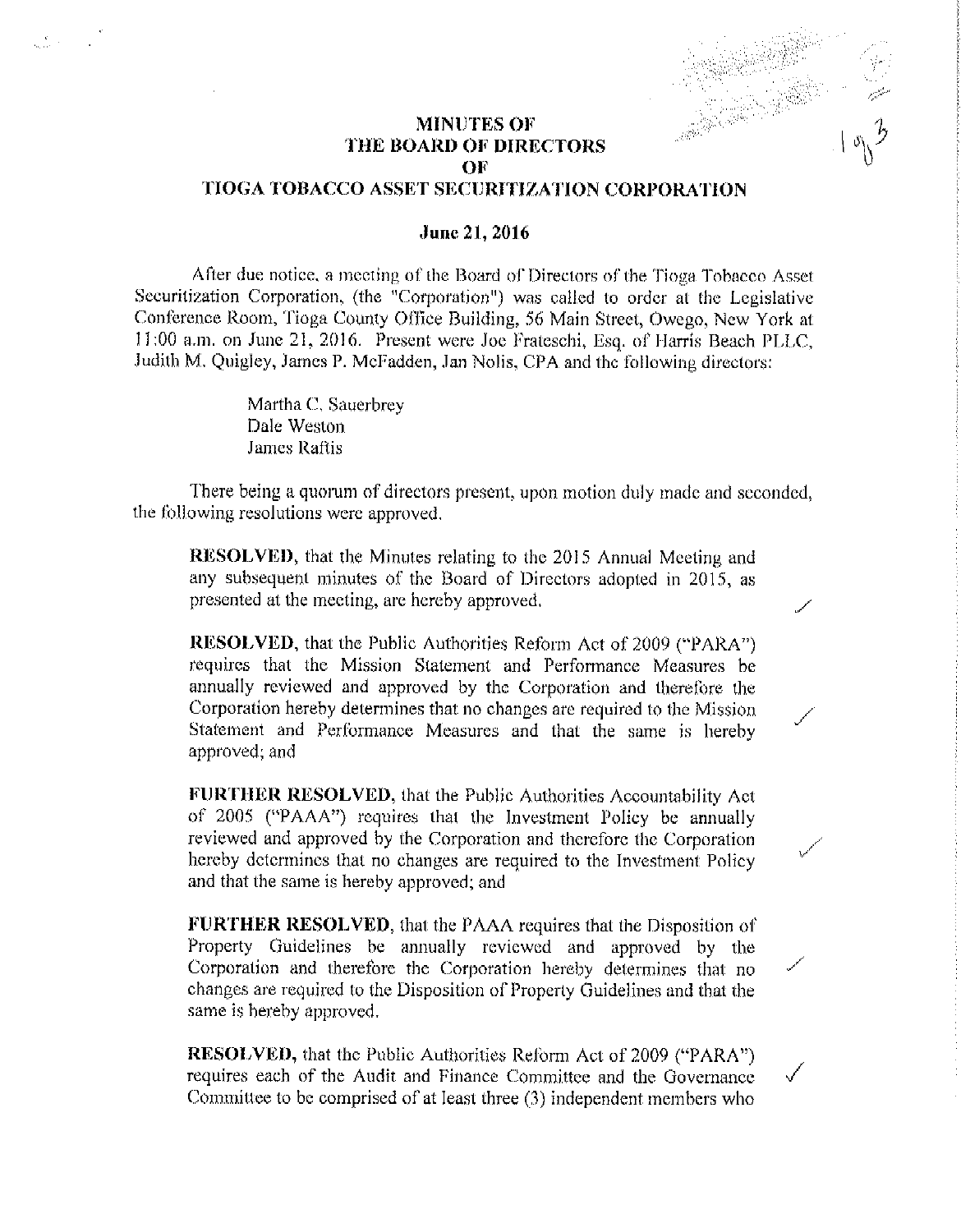# MINUTES OF
# THE BOARD OF DIRECTORS
# OF
# TIOGA TOBACCO ASSET SECURITIZATION CORPORATION

**June 21, 2016**

After due notice, a meeting of the Board of Directors of the Tioga Tobacco Asset Securitization Corporation, (the "Corporation") was called to order at the Legislative Conference Room, Tioga County Office Building, 56 Main Street, Owego, New York at 11:00 a.m. on June 21, 2016. Present were Joe Frateschi, Esq. of Harris Beach PLLC, Judith M. Quigley, James P. McFadden, Jan Nolis, CPA and the following directors:

Martha C. Sauerbrey
Dale Weston
James Raftis

There being a quorum of directors present, upon motion duly made and seconded, the following resolutions were approved.

> **RESOLVED**, that the Minutes relating to the 2015 Annual Meeting and any subsequent minutes of the Board of Directors adopted in 2015, as presented at the meeting, are hereby approved.
>
> **RESOLVED**, that the Public Authorities Reform Act of 2009 ("PARA") requires that the Mission Statement and Performance Measures be annually reviewed and approved by the Corporation and therefore the Corporation hereby determines that no changes are required to the Mission Statement and Performance Measures and that the same is hereby approved; and
>
> **FURTHER RESOLVED**, that the Public Authorities Accountability Act of 2005 ("PAAA") requires that the Investment Policy be annually reviewed and approved by the Corporation and therefore the Corporation hereby determines that no changes are required to the Investment Policy and that the same is hereby approved; and
>
> **FURTHER RESOLVED**, that the PAAA requires that the Disposition of Property Guidelines be annually reviewed and approved by the Corporation and therefore the Corporation hereby determines that no changes are required to the Disposition of Property Guidelines and that the same is hereby approved.
>
> **RESOLVED**, that the Public Authorities Reform Act of 2009 ("PARA") requires each of the Audit and Finance Committee and the Governance Committee to be comprised of at least three (3) independent members who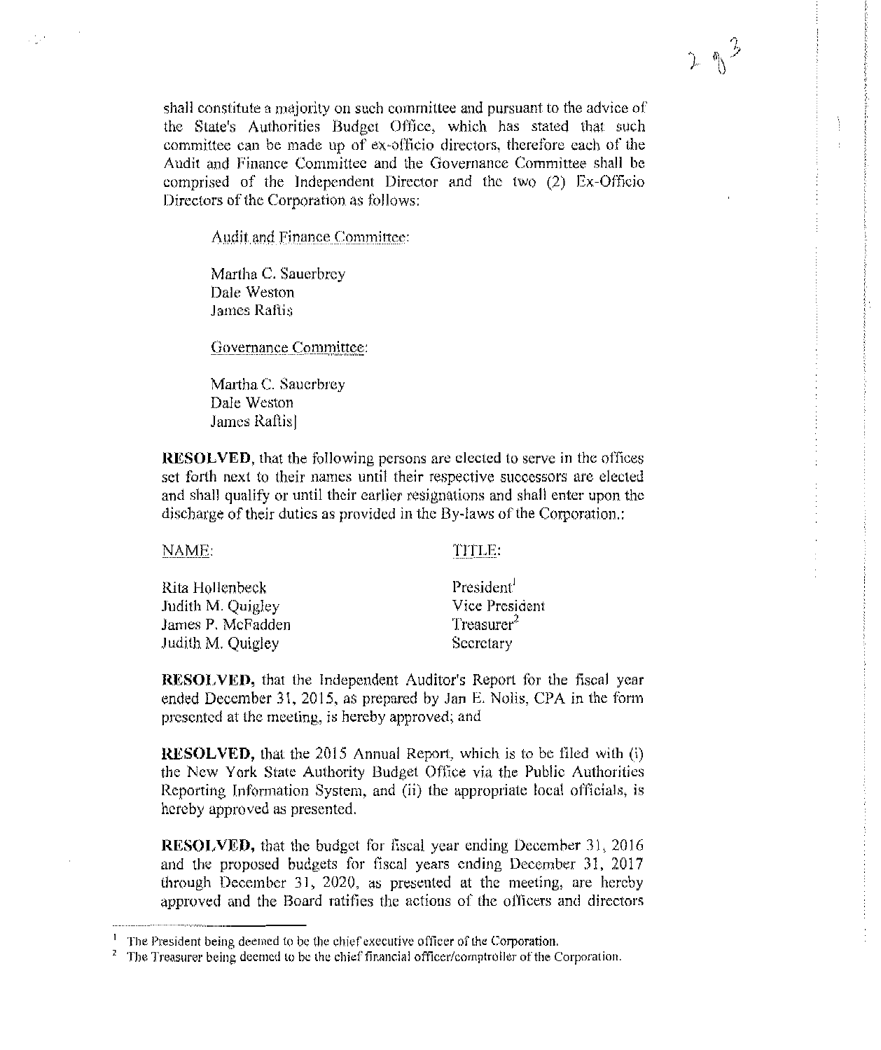shall constitute a majority on such committee and pursuant to the advice of the State's Authorities Budget Office, which has stated that such committee can be made up of ex-officio directors, therefore each of the Audit and Finance Committee and the Governance Committee shall be comprised of the Independent Director and the two (2) Ex-Officio Directors of the Corporation as follows:

Audit and Finance Committee:

Martha C. Sauerbrey
Dale Weston
James Raftis

Governance Committee:

Martha C. Sauerbrey
Dale Weston
James Raftis]

**RESOLVED,** that the following persons are elected to serve in the offices set forth next to their names until their respective successors are elected and shall qualify or until their earlier resignations and shall enter upon the discharge of their duties as provided in the By-laws of the Corporation.:

| NAME: | TITLE: |
|---|---|
| Rita Hollenbeck | President[1] |
| Judith M. Quigley | Vice President |
| James P. McFadden | Treasurer[2] |
| Judith M. Quigley | Secretary |

**RESOLVED,** that the Independent Auditor's Report for the fiscal year ended December 31, 2015, as prepared by Jan E. Nolis, CPA in the form presented at the meeting, is hereby approved; and

**RESOLVED,** that the 2015 Annual Report, which is to be filed with (i) the New York State Authority Budget Office via the Public Authorities Reporting Information System, and (ii) the appropriate local officials, is hereby approved as presented.

**RESOLVED,** that the budget for fiscal year ending December 31, 2016 and the proposed budgets for fiscal years ending December 31, 2017 through December 31, 2020, as presented at the meeting, are hereby approved and the Board ratifies the actions of the officers and directors

[1] The President being deemed to be the chief executive officer of the Corporation.

[2] The Treasurer being deemed to be the chief financial officer/comptroller of the Corporation.